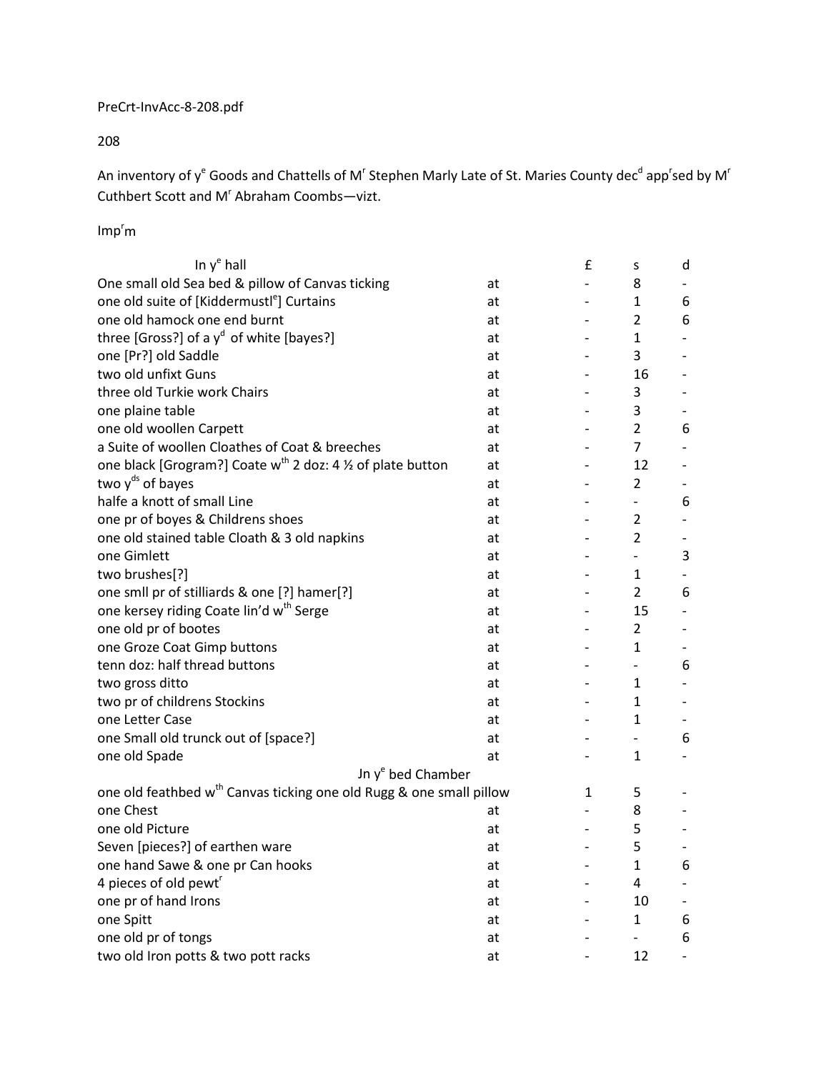PreCrt-InvAcc-8-208.pdf

208

An inventory of y[e] Goods and Chattells of M[r] Stephen Marly Late of St. Maries County dec[d] app[r]sed by M[r] Cuthbert Scott and M[r] Abraham Coombs—vizt.

Imp[r]m

| In y[e] hall | | £ | s | d |
|---|---|---|---|---|
| One small old Sea bed & pillow of Canvas ticking | at | - | 8 | - |
| one old suite of [Kiddermustl[e]] Curtains | at | - | 1 | 6 |
| one old hamock one end burnt | at | - | 2 | 6 |
| three [Gross?] of a y[d] of white [bayes?] | at | - | 1 | - |
| one [Pr?] old Saddle | at | - | 3 | - |
| two old unfixt Guns | at | - | 16 | - |
| three old Turkie work Chairs | at | - | 3 | - |
| one plaine table | at | - | 3 | - |
| one old woollen Carpett | at | - | 2 | 6 |
| a Suite of woollen Cloathes of Coat & breeches | at | - | 7 | - |
| one black [Grogram?] Coate w[th] 2 doz: 4 ½ of plate button | at | - | 12 | - |
| two y[ds] of bayes | at | - | 2 | - |
| halfe a knott of small Line | at | - | - | 6 |
| one pr of boyes & Childrens shoes | at | - | 2 | - |
| one old stained table Cloath & 3 old napkins | at | - | 2 | - |
| one Gimlett | at | - | - | 3 |
| two brushes[?] | at | - | 1 | - |
| one smll pr of stilliards & one [?] hamer[?] | at | - | 2 | 6 |
| one kersey riding Coate lin'd w[th] Serge | at | - | 15 | - |
| one old pr of bootes | at | - | 2 | - |
| one Groze Coat Gimp buttons | at | - | 1 | - |
| tenn doz: half thread buttons | at | - | - | 6 |
| two gross ditto | at | - | 1 | - |
| two pr of childrens Stockins | at | - | 1 | - |
| one Letter Case | at | - | 1 | - |
| one Small old trunck out of [space?] | at | - | - | 6 |
| one old Spade | at | - | 1 | - |
| Jn y[e] bed Chamber | | | | |
| one old feathbed w[th] Canvas ticking one old Rugg & one small pillow | | 1 | 5 | - |
| one Chest | at | - | 8 | - |
| one old Picture | at | - | 5 | - |
| Seven [pieces?] of earthen ware | at | - | 5 | - |
| one hand Sawe & one pr Can hooks | at | - | 1 | 6 |
| 4 pieces of old pewt[r] | at | - | 4 | - |
| one pr of hand Irons | at | - | 10 | - |
| one Spitt | at | - | 1 | 6 |
| one old pr of tongs | at | - | - | 6 |
| two old Iron potts & two pott racks | at | - | 12 | - |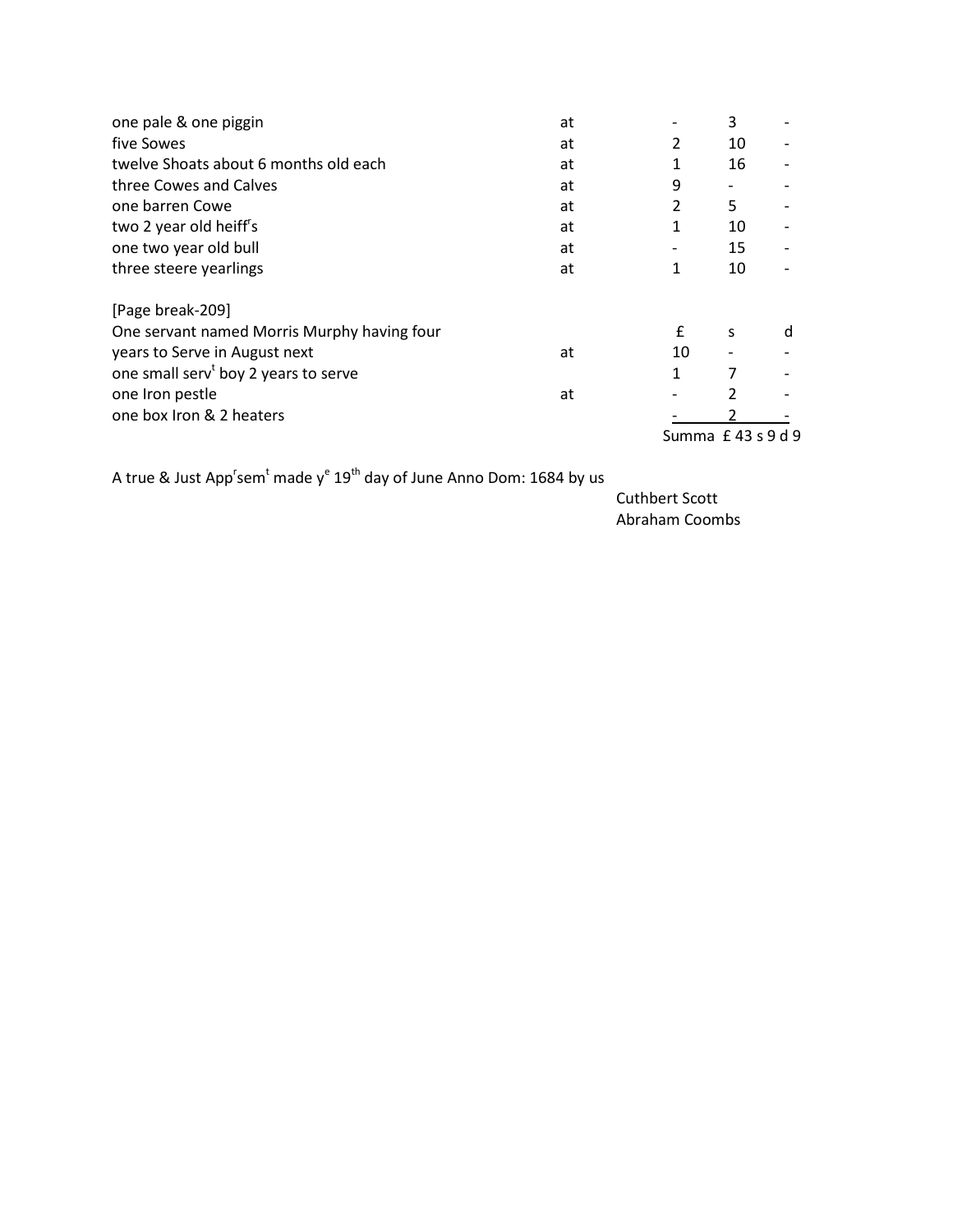| | | | | |
|---|---|---|---|---|
| one pale & one piggin | at | - | 3 | - |
| five Sowes | at | 2 | 10 | - |
| twelve Shoats about 6 months old each | at | 1 | 16 | - |
| three Cowes and Calves | at | 9 | - | - |
| one barren Cowe | at | 2 | 5 | - |
| two 2 year old heiff^r^s | at | 1 | 10 | - |
| one two year old bull | at | - | 15 | - |
| three steere yearlings | at | 1 | 10 | - |
| | | | | |
| [Page break-209] | | | | |
| One servant named Morris Murphy having four | | £ | s | d |
| years to Serve in August next | at | 10 | - | - |
| one small serv^t^ boy 2 years to serve | | 1 | 7 | - |
| one Iron pestle | at | - | 2 | - |
| one box Iron & 2 heaters | | - | 2 | - |
| | | Summa £ 43 s 9 d 9 | | |

A true & Just App^r^sem^t^ made y^e^ 19^th^ day of June Anno Dom: 1684 by us

Cuthbert Scott
Abraham Coombs